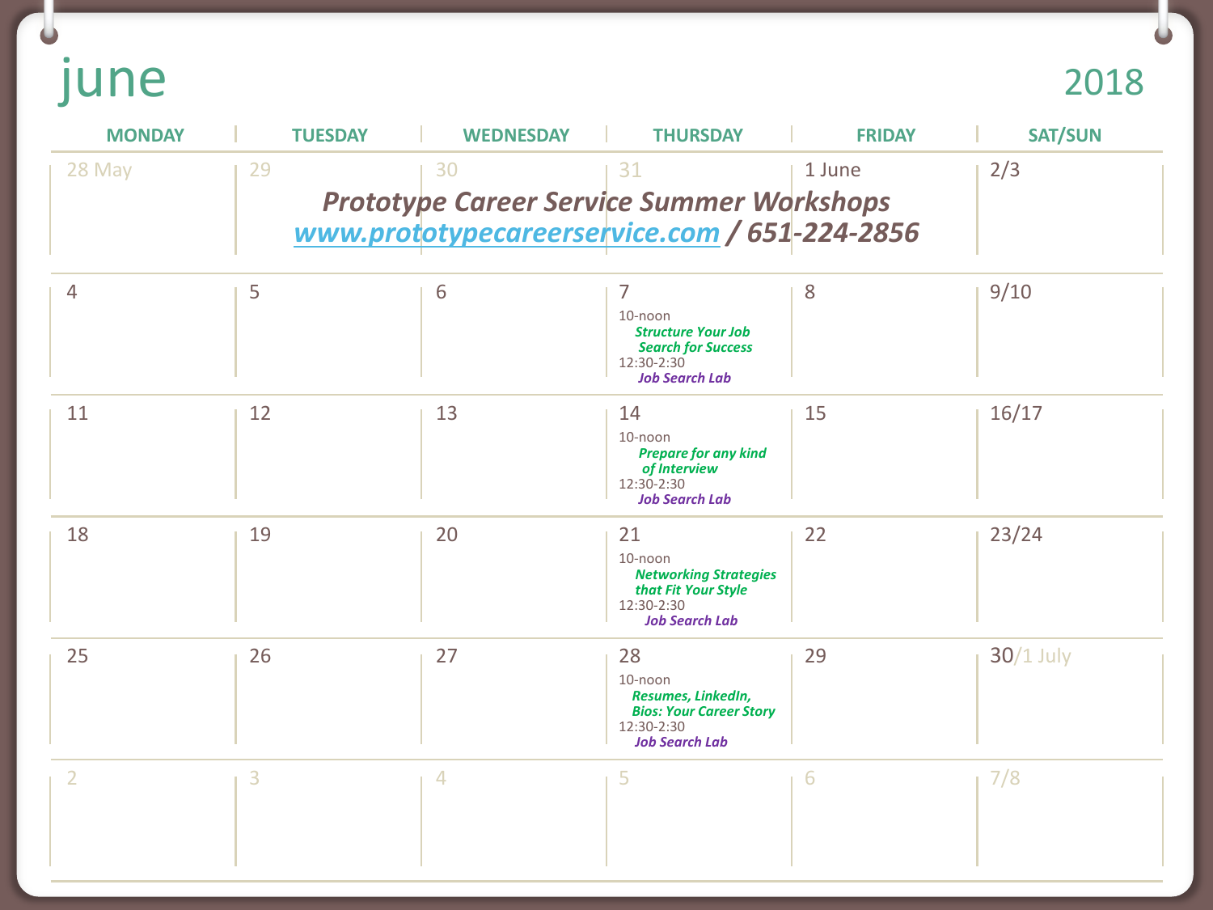# june 2018

## Prototype Career Service Summer Workshops

www.prototypecareerservice.com / 651-224-2856

| MONDAY | TUESDAY | WEDNESDAY | THURSDAY | FRIDAY | SAT/SUN |
|---|---|---|---|---|---|
| 28 May | 29 | 30 | 31 | 1 June | 2/3 |
| 4 | 5 | 6 | 7<br>10-noon<br>*Structure Your Job Search for Success*<br>12:30-2:30<br>*Job Search Lab* | 8 | 9/10 |
| 11 | 12 | 13 | 14<br>10-noon<br>*Prepare for any kind of Interview*<br>12:30-2:30<br>*Job Search Lab* | 15 | 16/17 |
| 18 | 19 | 20 | 21<br>10-noon<br>*Networking Strategies that Fit Your Style*<br>12:30-2:30<br>*Job Search Lab* | 22 | 23/24 |
| 25 | 26 | 27 | 28<br>10-noon<br>*Resumes, LinkedIn, Bios: Your Career Story*<br>12:30-2:30<br>*Job Search Lab* | 29 | 30/1 July |
| 2 | 3 | 4 | 5 | 6 | 7/8 |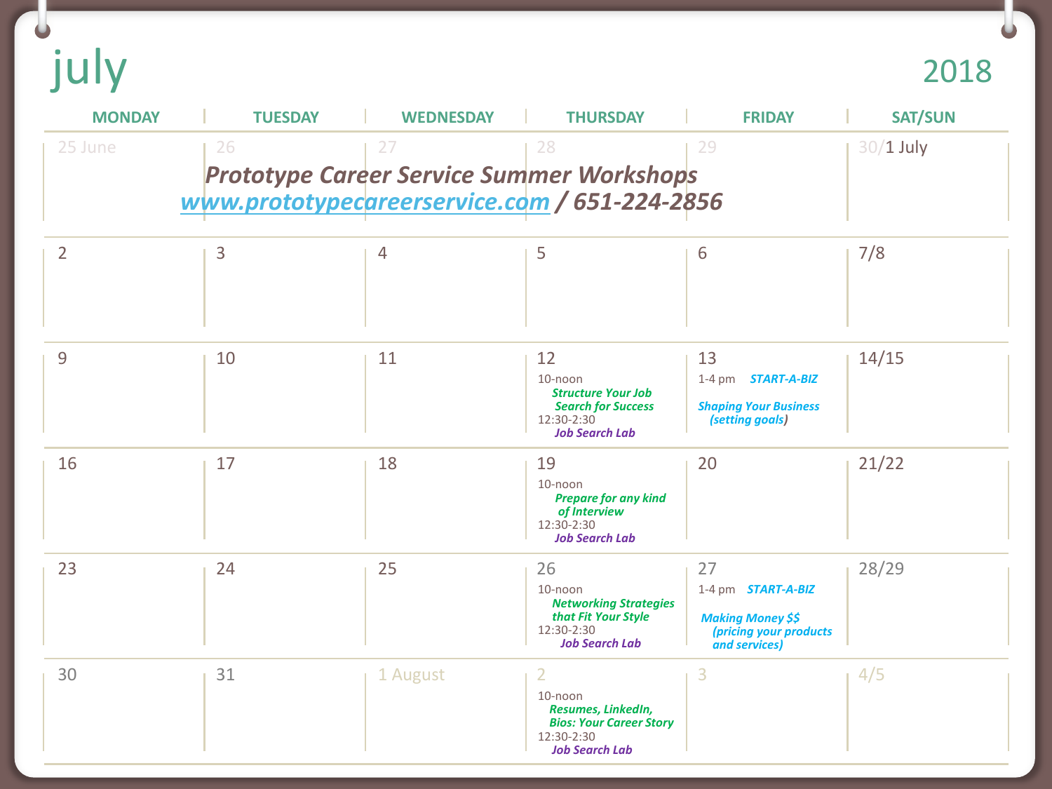# july 2018

## Prototype Career Service Summer Workshops

[www.prototypecareerservice.com](http://www.prototypecareerservice.com) / 651-224-2856

| MONDAY | TUESDAY | WEDNESDAY | THURSDAY | FRIDAY | SAT/SUN |
|---|---|---|---|---|---|
| 25 June | 26 | 27 | 28 | 29 | 30/1 July |
| 2 | 3 | 4 | 5 | 6 | 7/8 |
| 9 | 10 | 11 | 12<br>10-noon<br>*Structure Your Job Search for Success*<br>12:30-2:30<br>*Job Search Lab* | 13<br>1-4 pm *START-A-BIZ*<br>*Shaping Your Business (setting goals)* | 14/15 |
| 16 | 17 | 18 | 19<br>10-noon<br>*Prepare for any kind of Interview*<br>12:30-2:30<br>*Job Search Lab* | 20 | 21/22 |
| 23 | 24 | 25 | 26<br>10-noon<br>*Networking Strategies that Fit Your Style*<br>12:30-2:30<br>*Job Search Lab* | 27<br>1-4 pm *START-A-BIZ*<br>*Making Money $$ (pricing your products and services)* | 28/29 |
| 30 | 31 | 1 August | 2<br>10-noon<br>*Resumes, LinkedIn, Bios: Your Career Story*<br>12:30-2:30<br>*Job Search Lab* | 3 | 4/5 |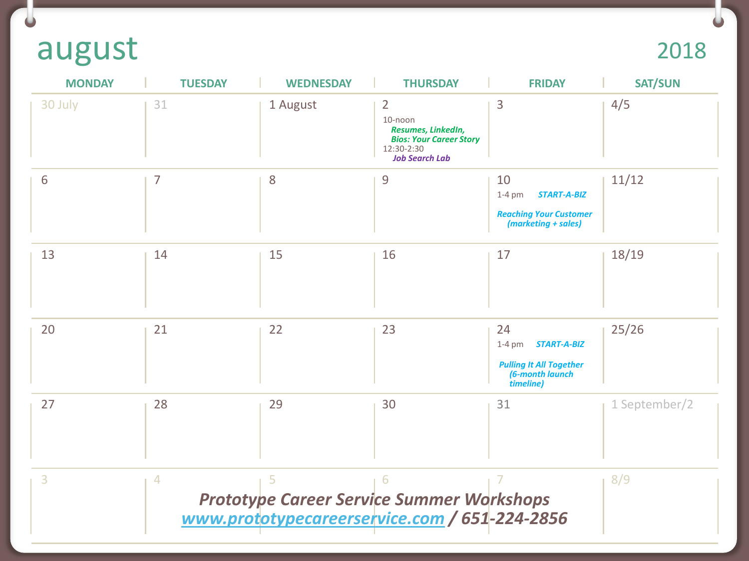# august

## 2018

| MONDAY | TUESDAY | WEDNESDAY | THURSDAY | FRIDAY | SAT/SUN |
|---|---|---|---|---|---|
| 30 July | 31 | 1 August | 2<br>10-noon<br>*Resumes, LinkedIn, Bios: Your Career Story*<br>12:30-2:30<br>*Job Search Lab* | 3 | 4/5 |
| 6 | 7 | 8 | 9 | 10<br>1-4 pm *START-A-BIZ*<br>*Reaching Your Customer (marketing + sales)* | 11/12 |
| 13 | 14 | 15 | 16 | 17 | 18/19 |
| 20 | 21 | 22 | 23 | 24<br>1-4 pm *START-A-BIZ*<br>*Pulling It All Together (6-month launch timeline)* | 25/26 |
| 27 | 28 | 29 | 30 | 31 | 1 September/2 |
| 3 | 4 | 5 | 6 | 7 | 8/9 |

***Prototype Career Service Summer Workshops***

***www.prototypecareerservice.com / 651-224-2856***